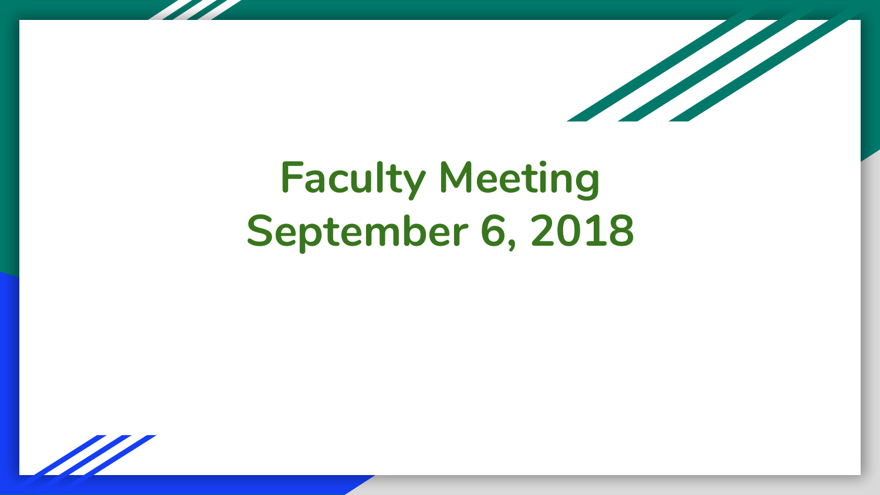# Faculty Meeting
# September 6, 2018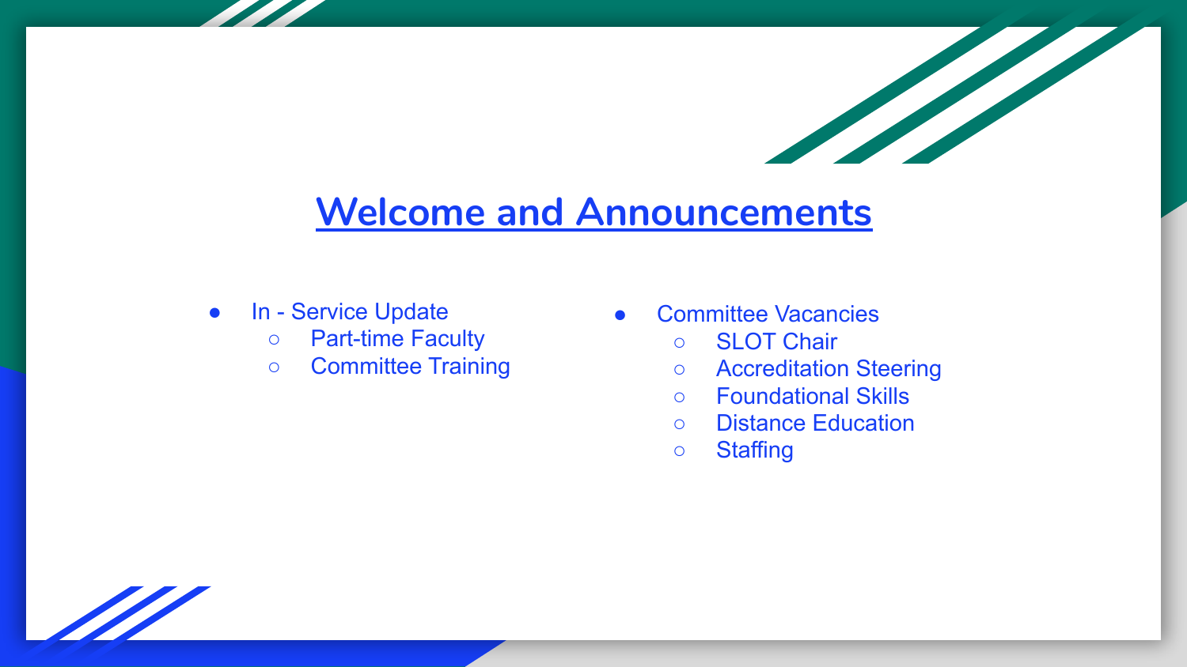# Welcome and Announcements

- In - Service Update
  - Part-time Faculty
  - Committee Training
- Committee Vacancies
  - SLOT Chair
  - Accreditation Steering
  - Foundational Skills
  - Distance Education
  - Staffing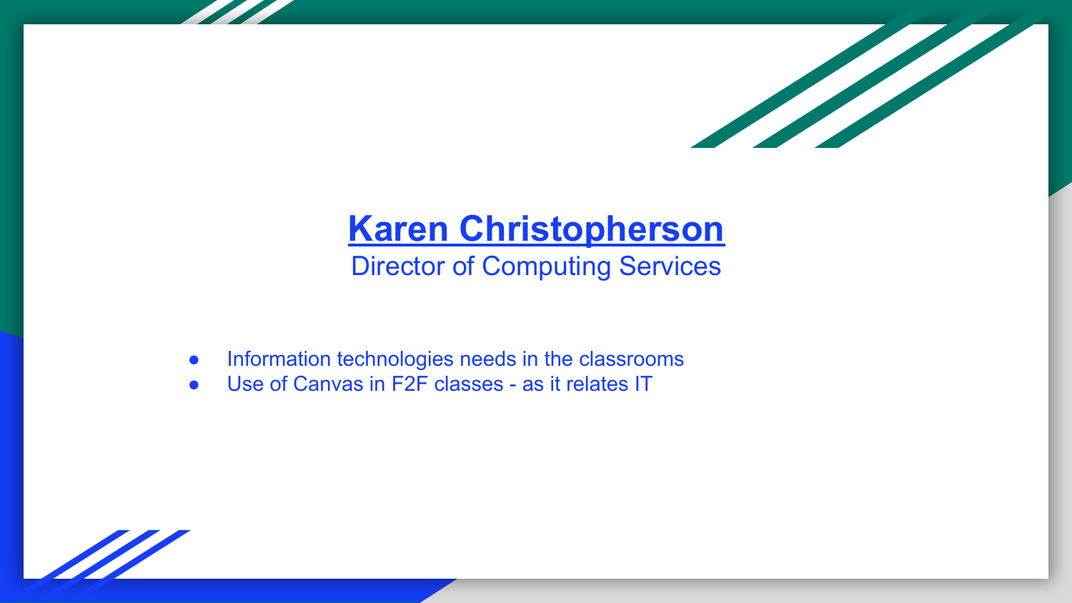## Karen Christopherson

Director of Computing Services

- Information technologies needs in the classrooms
- Use of Canvas in F2F classes - as it relates IT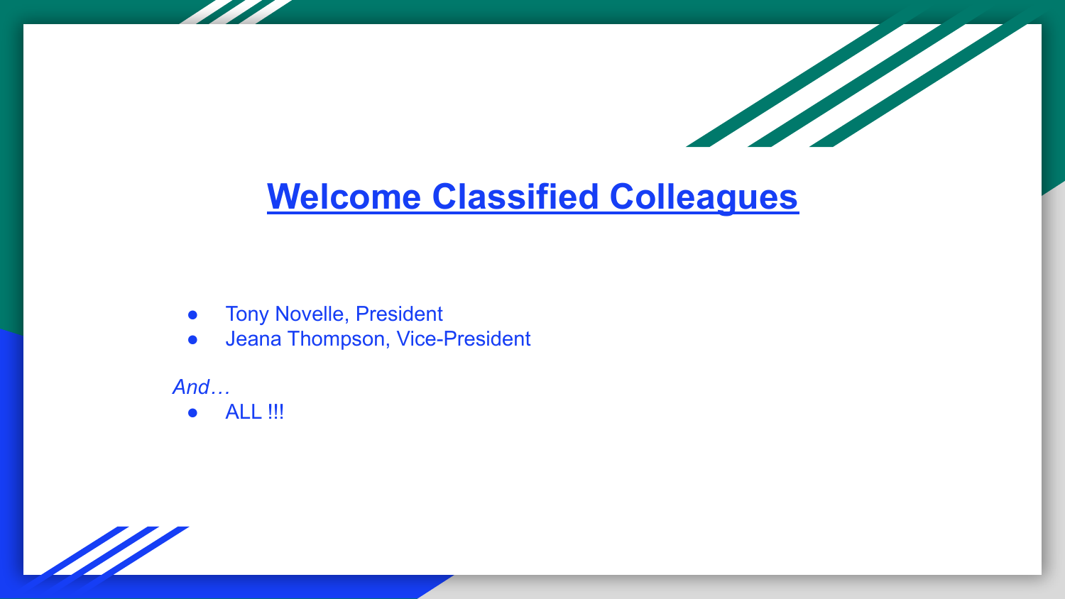# **Welcome Classified Colleagues**

- Tony Novelle, President
- Jeana Thompson, Vice-President

*And…*

- ALL !!!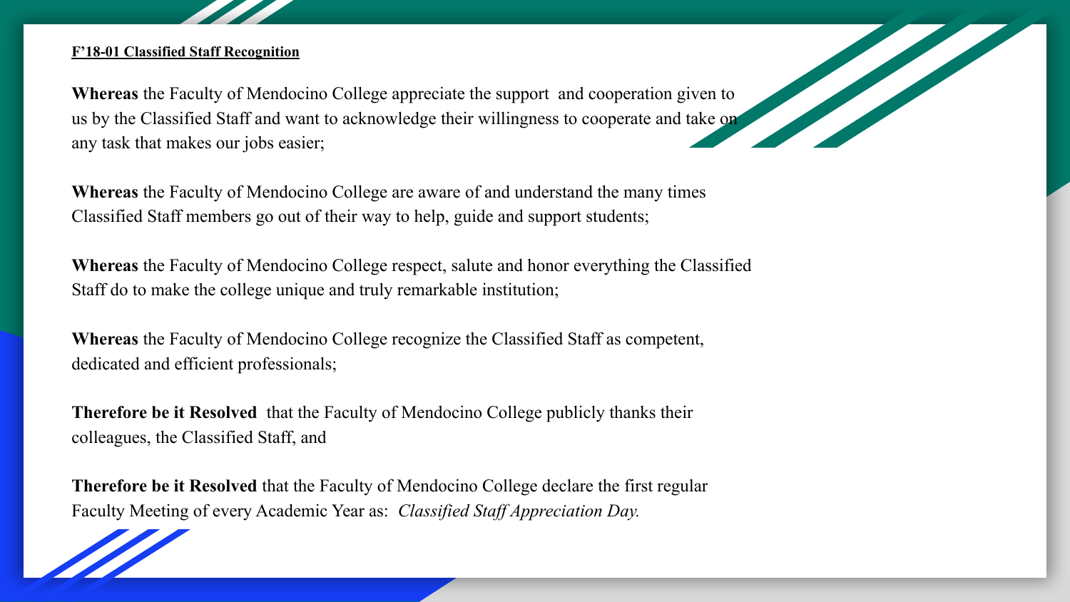**F'18-01 Classified Staff Recognition**

**Whereas** the Faculty of Mendocino College appreciate the support and cooperation given to us by the Classified Staff and want to acknowledge their willingness to cooperate and take on any task that makes our jobs easier;

**Whereas** the Faculty of Mendocino College are aware of and understand the many times Classified Staff members go out of their way to help, guide and support students;

**Whereas** the Faculty of Mendocino College respect, salute and honor everything the Classified Staff do to make the college unique and truly remarkable institution;

**Whereas** the Faculty of Mendocino College recognize the Classified Staff as competent, dedicated and efficient professionals;

**Therefore be it Resolved** that the Faculty of Mendocino College publicly thanks their colleagues, the Classified Staff, and

**Therefore be it Resolved** that the Faculty of Mendocino College declare the first regular Faculty Meeting of every Academic Year as: *Classified Staff Appreciation Day.*